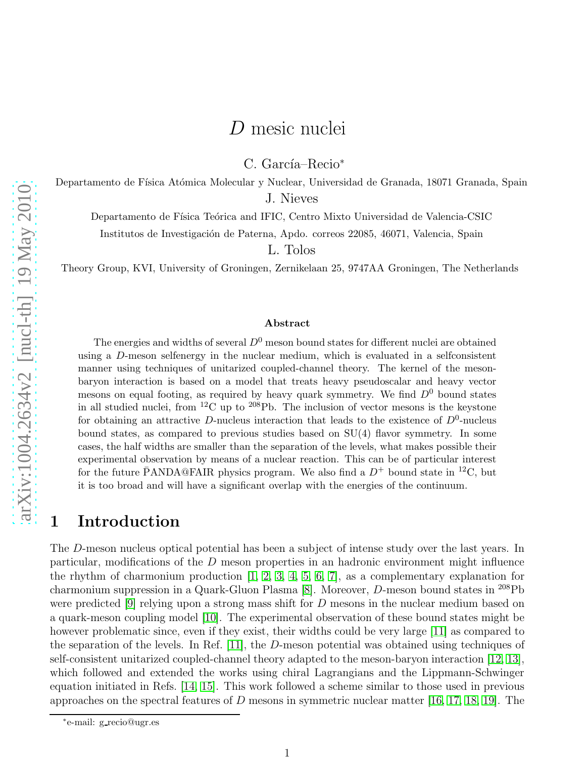# $D$ mesic nuclei

C. García–Recio[*]

Departamento de Física Atómica Molecular y Nuclear, Universidad de Granada, 18071 Granada, Spain

J. Nieves

Departamento de Física Teórica and IFIC, Centro Mixto Universidad de Valencia-CSIC

Institutos de Investigación de Paterna, Apdo. correos 22085, 46071, Valencia, Spain

L. Tolos

Theory Group, KVI, University of Groningen, Zernikelaan 25, 9747AA Groningen, The Netherlands

### Abstract

The energies and widths of several $D^0$ meson bound states for different nuclei are obtained using a $D$-meson selfenergy in the nuclear medium, which is evaluated in a selfconsistent manner using techniques of unitarized coupled-channel theory. The kernel of the meson-baryon interaction is based on a model that treats heavy pseudoscalar and heavy vector mesons on equal footing, as required by heavy quark symmetry. We find $D^0$ bound states in all studied nuclei, from $^{12}$C up to $^{208}$Pb. The inclusion of vector mesons is the keystone for obtaining an attractive $D$-nucleus interaction that leads to the existence of $D^0$-nucleus bound states, as compared to previous studies based on SU(4) flavor symmetry. In some cases, the half widths are smaller than the separation of the levels, what makes possible their experimental observation by means of a nuclear reaction. This can be of particular interest for the future $\bar{\text{P}}$ANDA@FAIR physics program. We also find a $D^+$ bound state in $^{12}$C, but it is too broad and will have a significant overlap with the energies of the continuum.

## 1 Introduction

The $D$-meson nucleus optical potential has been a subject of intense study over the last years. In particular, modifications of the $D$ meson properties in an hadronic environment might influence the rhythm of charmonium production [1, 2, 3, 4, 5, 6, 7], as a complementary explanation for charmonium suppression in a Quark-Gluon Plasma [8]. Moreover, $D$-meson bound states in $^{208}$Pb were predicted [9] relying upon a strong mass shift for $D$ mesons in the nuclear medium based on a quark-meson coupling model [10]. The experimental observation of these bound states might be however problematic since, even if they exist, their widths could be very large [11] as compared to the separation of the levels. In Ref. [11], the $D$-meson potential was obtained using techniques of self-consistent unitarized coupled-channel theory adapted to the meson-baryon interaction [12, 13], which followed and extended the works using chiral Lagrangians and the Lippmann-Schwinger equation initiated in Refs. [14, 15]. This work followed a scheme similar to those used in previous approaches on the spectral features of $D$ mesons in symmetric nuclear matter [16, 17, 18, 19]. The

[*] e-mail: g_recio@ugr.es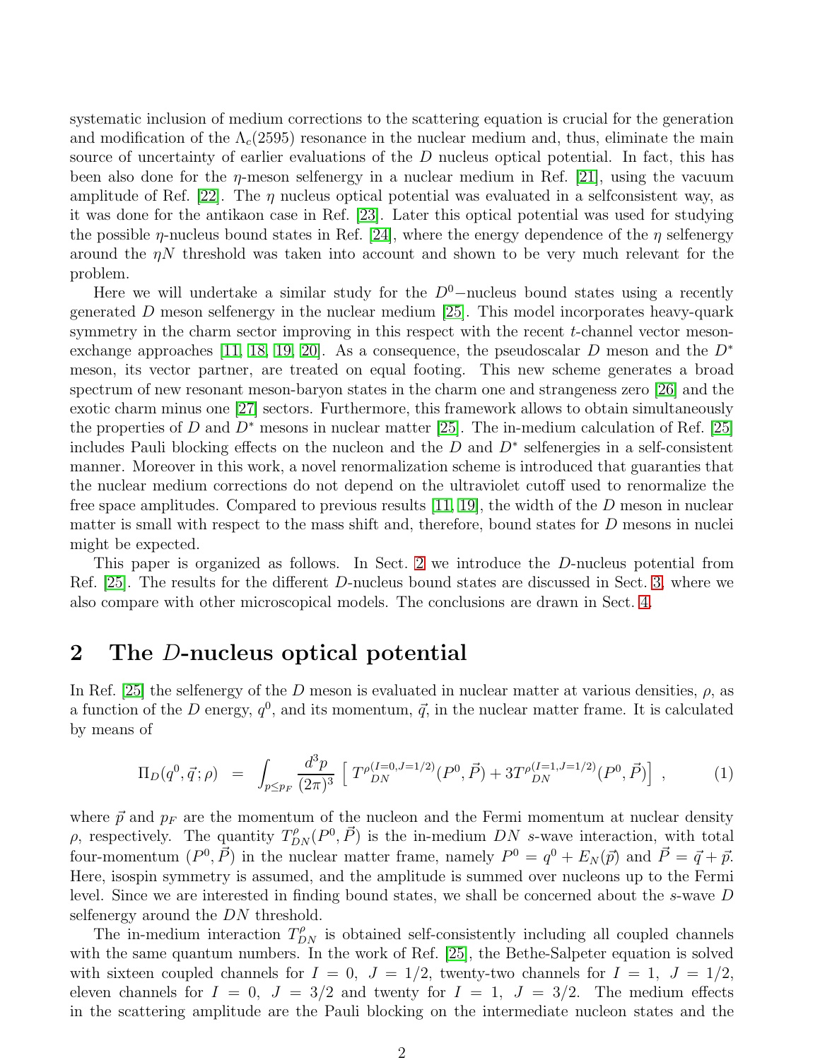systematic inclusion of medium corrections to the scattering equation is crucial for the generation and modification of the $\Lambda_c(2595)$ resonance in the nuclear medium and, thus, eliminate the main source of uncertainty of earlier evaluations of the $D$ nucleus optical potential. In fact, this has been also done for the $\eta$-meson selfenergy in a nuclear medium in Ref. [21], using the vacuum amplitude of Ref. [22]. The $\eta$ nucleus optical potential was evaluated in a selfconsistent way, as it was done for the antikaon case in Ref. [23]. Later this optical potential was used for studying the possible $\eta$-nucleus bound states in Ref. [24], where the energy dependence of the $\eta$ selfenergy around the $\eta N$ threshold was taken into account and shown to be very much relevant for the problem.

Here we will undertake a similar study for the $D^0-$nucleus bound states using a recently generated $D$ meson selfenergy in the nuclear medium [25]. This model incorporates heavy-quark symmetry in the charm sector improving in this respect with the recent $t$-channel vector meson-exchange approaches [11, 18, 19, 20]. As a consequence, the pseudoscalar $D$ meson and the $D^*$ meson, its vector partner, are treated on equal footing. This new scheme generates a broad spectrum of new resonant meson-baryon states in the charm one and strangeness zero [26] and the exotic charm minus one [27] sectors. Furthermore, this framework allows to obtain simultaneously the properties of $D$ and $D^*$ mesons in nuclear matter [25]. The in-medium calculation of Ref. [25] includes Pauli blocking effects on the nucleon and the $D$ and $D^*$ selfenergies in a self-consistent manner. Moreover in this work, a novel renormalization scheme is introduced that guaranties that the nuclear medium corrections do not depend on the ultraviolet cutoff used to renormalize the free space amplitudes. Compared to previous results [11, 19], the width of the $D$ meson in nuclear matter is small with respect to the mass shift and, therefore, bound states for $D$ mesons in nuclei might be expected.

This paper is organized as follows. In Sect. 2 we introduce the $D$-nucleus potential from Ref. [25]. The results for the different $D$-nucleus bound states are discussed in Sect. 3, where we also compare with other microscopical models. The conclusions are drawn in Sect. 4.

## 2 The $D$-nucleus optical potential

In Ref. [25] the selfenergy of the $D$ meson is evaluated in nuclear matter at various densities, $\rho$, as a function of the $D$ energy, $q^0$, and its momentum, $\vec{q}$, in the nuclear matter frame. It is calculated by means of

$$\Pi_D(q^0,\vec{q};\rho) = \int_{p\leq p_F} \frac{d^3p}{(2\pi)^3}\left[\, T^{\rho(I=0,J=1/2)}_{DN}(P^0,\vec{P}) + 3T^{\rho(I=1,J=1/2)}_{DN}(P^0,\vec{P})\right] \,, \tag{1}$$

where $\vec{p}$ and $p_F$ are the momentum of the nucleon and the Fermi momentum at nuclear density $\rho$, respectively. The quantity $T^{\rho}_{DN}(P^0,\vec{P})$ is the in-medium $DN$ $s$-wave interaction, with total four-momentum $(P^0,\vec{P})$ in the nuclear matter frame, namely $P^0 = q^0 + E_N(\vec{p})$ and $\vec{P} = \vec{q} + \vec{p}$. Here, isospin symmetry is assumed, and the amplitude is summed over nucleons up to the Fermi level. Since we are interested in finding bound states, we shall be concerned about the $s$-wave $D$ selfenergy around the $DN$ threshold.

The in-medium interaction $T^{\rho}_{DN}$ is obtained self-consistently including all coupled channels with the same quantum numbers. In the work of Ref. [25], the Bethe-Salpeter equation is solved with sixteen coupled channels for $I = 0,\ J = 1/2$, twenty-two channels for $I = 1,\ J = 1/2$, eleven channels for $I = 0,\ J = 3/2$ and twenty for $I = 1,\ J = 3/2$. The medium effects in the scattering amplitude are the Pauli blocking on the intermediate nucleon states and the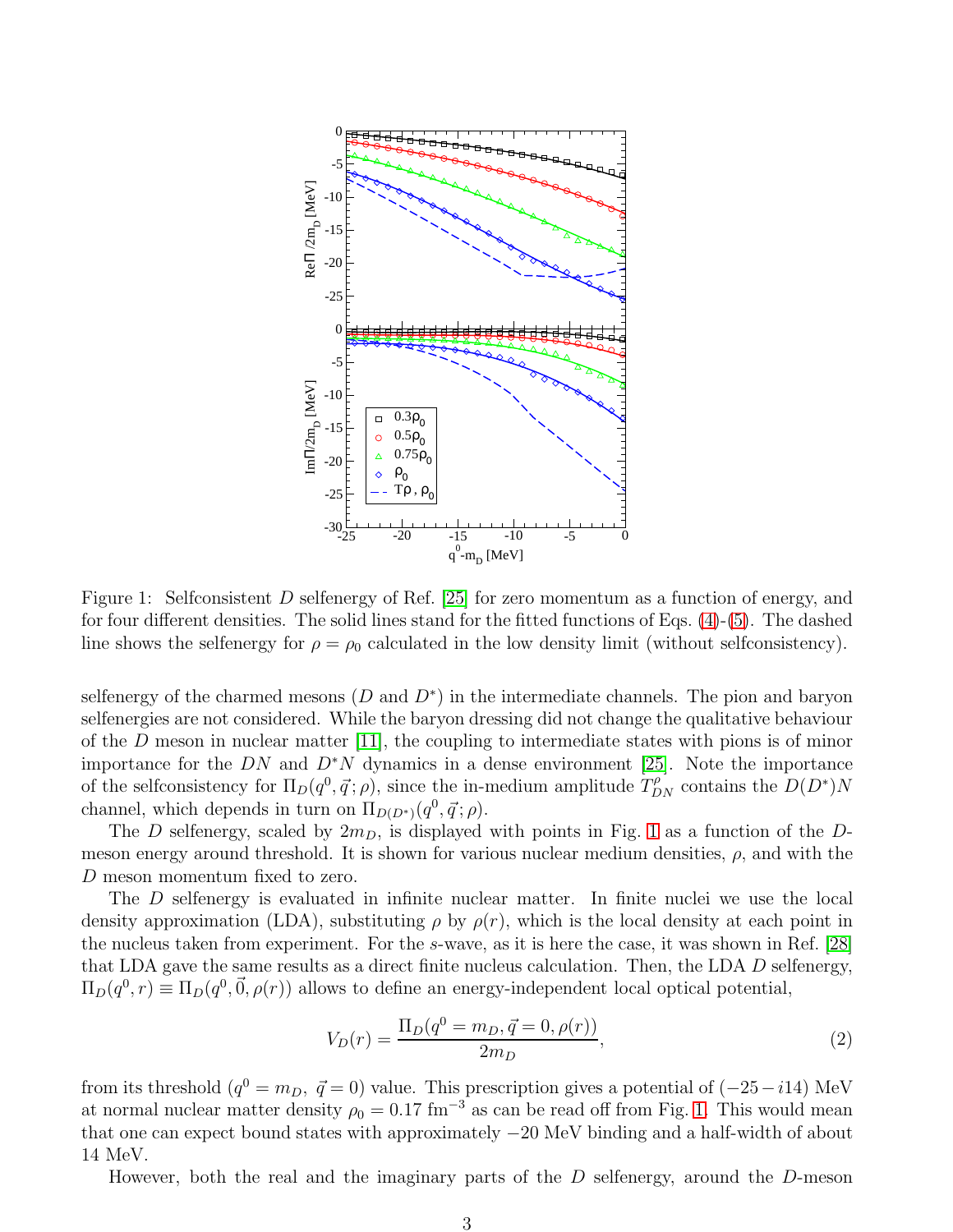Figure 1: Selfconsistent $D$ selfenergy of Ref. [25] for zero momentum as a function of energy, and for four different densities. The solid lines stand for the fitted functions of Eqs. (4)-(5). The dashed line shows the selfenergy for $\rho = \rho_0$ calculated in the low density limit (without selfconsistency).

selfenergy of the charmed mesons ($D$ and $D^*$) in the intermediate channels. The pion and baryon selfenergies are not considered. While the baryon dressing did not change the qualitative behaviour of the $D$ meson in nuclear matter [11], the coupling to intermediate states with pions is of minor importance for the $DN$ and $D^*N$ dynamics in a dense environment [25]. Note the importance of the selfconsistency for $\Pi_D(q^0, \vec{q}; \rho)$, since the in-medium amplitude $T^{\rho}_{DN}$ contains the $D(D^*)N$ channel, which depends in turn on $\Pi_{D(D^*)}(q^0, \vec{q}; \rho)$.

The $D$ selfenergy, scaled by $2m_D$, is displayed with points in Fig. 1 as a function of the $D$-meson energy around threshold. It is shown for various nuclear medium densities, $\rho$, and with the $D$ meson momentum fixed to zero.

The $D$ selfenergy is evaluated in infinite nuclear matter. In finite nuclei we use the local density approximation (LDA), substituting $\rho$ by $\rho(r)$, which is the local density at each point in the nucleus taken from experiment. For the $s$-wave, as it is here the case, it was shown in Ref. [28] that LDA gave the same results as a direct finite nucleus calculation. Then, the LDA $D$ selfenergy, $\Pi_D(q^0, r) \equiv \Pi_D(q^0, \vec{0}, \rho(r))$ allows to define an energy-independent local optical potential,

$$V_D(r) = \frac{\Pi_D(q^0 = m_D, \vec{q} = 0, \rho(r))}{2m_D}, \tag{2}$$

from its threshold ($q^0 = m_D,\ \vec{q} = 0$) value. This prescription gives a potential of $(-25 - i14)$ MeV at normal nuclear matter density $\rho_0 = 0.17$ fm$^{-3}$ as can be read off from Fig. 1. This would mean that one can expect bound states with approximately $-20$ MeV binding and a half-width of about 14 MeV.

However, both the real and the imaginary parts of the $D$ selfenergy, around the $D$-meson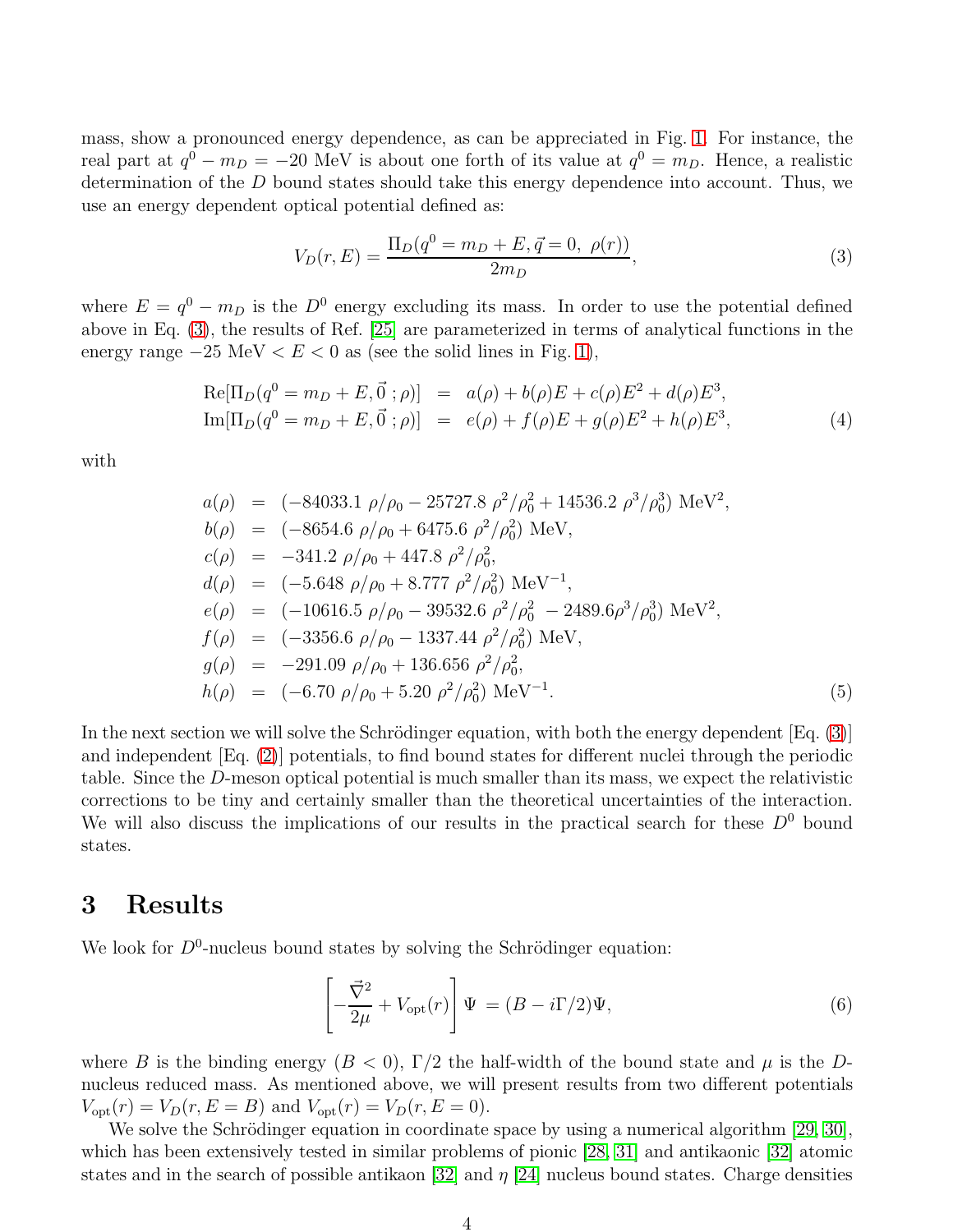mass, show a pronounced energy dependence, as can be appreciated in Fig. 1. For instance, the real part at $q^0 - m_D = -20$ MeV is about one forth of its value at $q^0 = m_D$. Hence, a realistic determination of the $D$ bound states should take this energy dependence into account. Thus, we use an energy dependent optical potential defined as:

$$V_D(r, E) = \frac{\Pi_D(q^0 = m_D + E, \vec{q} = 0,\ \rho(r))}{2m_D}, \tag{3}$$

where $E = q^0 - m_D$ is the $D^0$ energy excluding its mass. In order to use the potential defined above in Eq. (3), the results of Ref. [25] are parameterized in terms of analytical functions in the energy range $-25$ MeV $< E < 0$ as (see the solid lines in Fig. 1),

$$\begin{aligned}
\mathrm{Re}[\Pi_D(q^0 = m_D + E, \vec{0}\ ; \rho)] &= a(\rho) + b(\rho)E + c(\rho)E^2 + d(\rho)E^3, \\
\mathrm{Im}[\Pi_D(q^0 = m_D + E, \vec{0}\ ; \rho)] &= e(\rho) + f(\rho)E + g(\rho)E^2 + h(\rho)E^3,
\end{aligned} \tag{4}$$

with

$$\begin{aligned}
a(\rho) &= (-84033.1\ \rho/\rho_0 - 25727.8\ \rho^2/\rho_0^2 + 14536.2\ \rho^3/\rho_0^3)\ \mathrm{MeV}^2, \\
b(\rho) &= (-8654.6\ \rho/\rho_0 + 6475.6\ \rho^2/\rho_0^2)\ \mathrm{MeV}, \\
c(\rho) &= -341.2\ \rho/\rho_0 + 447.8\ \rho^2/\rho_0^2, \\
d(\rho) &= (-5.648\ \rho/\rho_0 + 8.777\ \rho^2/\rho_0^2)\ \mathrm{MeV}^{-1}, \\
e(\rho) &= (-10616.5\ \rho/\rho_0 - 39532.6\ \rho^2/\rho_0^2\ - 2489.6\rho^3/\rho_0^3)\ \mathrm{MeV}^2, \\
f(\rho) &= (-3356.6\ \rho/\rho_0 - 1337.44\ \rho^2/\rho_0^2)\ \mathrm{MeV}, \\
g(\rho) &= -291.09\ \rho/\rho_0 + 136.656\ \rho^2/\rho_0^2, \\
h(\rho) &= (-6.70\ \rho/\rho_0 + 5.20\ \rho^2/\rho_0^2)\ \mathrm{MeV}^{-1}.
\end{aligned} \tag{5}$$

In the next section we will solve the Schrödinger equation, with both the energy dependent [Eq. (3)] and independent [Eq. (2)] potentials, to find bound states for different nuclei through the periodic table. Since the $D$-meson optical potential is much smaller than its mass, we expect the relativistic corrections to be tiny and certainly smaller than the theoretical uncertainties of the interaction. We will also discuss the implications of our results in the practical search for these $D^0$ bound states.

## 3 Results

We look for $D^0$-nucleus bound states by solving the Schrödinger equation:

$$\left[-\frac{\vec{\nabla}^2}{2\mu} + V_{\mathrm{opt}}(r)\right]\Psi\ = (B - i\Gamma/2)\Psi, \tag{6}$$

where $B$ is the binding energy ($B < 0$), $\Gamma/2$ the half-width of the bound state and $\mu$ is the $D$-nucleus reduced mass. As mentioned above, we will present results from two different potentials $V_{\mathrm{opt}}(r) = V_D(r, E = B)$ and $V_{\mathrm{opt}}(r) = V_D(r, E = 0)$.

We solve the Schrödinger equation in coordinate space by using a numerical algorithm [29, 30], which has been extensively tested in similar problems of pionic [28, 31] and antikaonic [32] atomic states and in the search of possible antikaon [32] and $\eta$ [24] nucleus bound states. Charge densities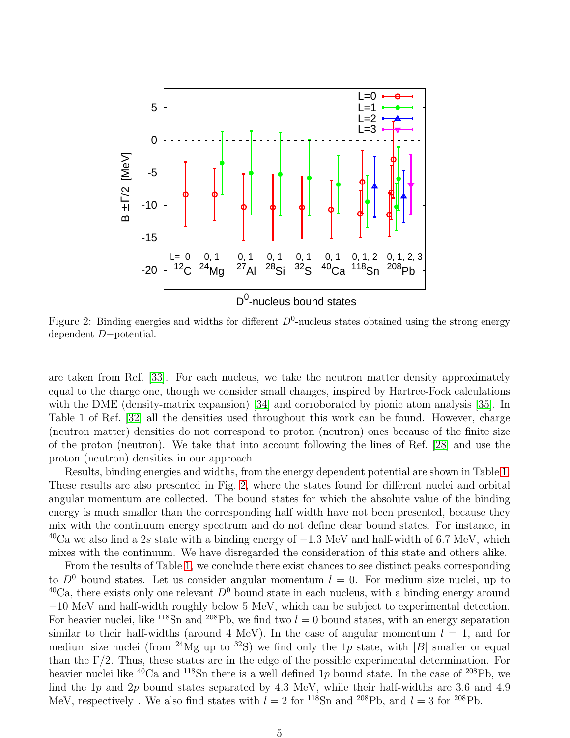Figure 2: Binding energies and widths for different $D^0$-nucleus states obtained using the strong energy dependent $D-$potential.

are taken from Ref. [33]. For each nucleus, we take the neutron matter density approximately equal to the charge one, though we consider small changes, inspired by Hartree-Fock calculations with the DME (density-matrix expansion) [34] and corroborated by pionic atom analysis [35]. In Table 1 of Ref. [32] all the densities used throughout this work can be found. However, charge (neutron matter) densities do not correspond to proton (neutron) ones because of the finite size of the proton (neutron). We take that into account following the lines of Ref. [28] and use the proton (neutron) densities in our approach.

Results, binding energies and widths, from the energy dependent potential are shown in Table 1. These results are also presented in Fig. 2, where the states found for different nuclei and orbital angular momentum are collected. The bound states for which the absolute value of the binding energy is much smaller than the corresponding half width have not been presented, because they mix with the continuum energy spectrum and do not define clear bound states. For instance, in $^{40}$Ca we also find a $2s$ state with a binding energy of $-1.3$ MeV and half-width of 6.7 MeV, which mixes with the continuum. We have disregarded the consideration of this state and others alike.

From the results of Table 1, we conclude there exist chances to see distinct peaks corresponding to $D^0$ bound states. Let us consider angular momentum $l = 0$. For medium size nuclei, up to $^{40}$Ca, there exists only one relevant $D^0$ bound state in each nucleus, with a binding energy around $-10$ MeV and half-width roughly below 5 MeV, which can be subject to experimental detection. For heavier nuclei, like $^{118}$Sn and $^{208}$Pb, we find two $l = 0$ bound states, with an energy separation similar to their half-widths (around 4 MeV). In the case of angular momentum $l = 1$, and for medium size nuclei (from $^{24}$Mg up to $^{32}$S) we find only the $1p$ state, with $|B|$ smaller or equal than the $\Gamma/2$. Thus, these states are in the edge of the possible experimental determination. For heavier nuclei like $^{40}$Ca and $^{118}$Sn there is a well defined $1p$ bound state. In the case of $^{208}$Pb, we find the $1p$ and $2p$ bound states separated by 4.3 MeV, while their half-widths are 3.6 and 4.9 MeV, respectively . We also find states with $l = 2$ for $^{118}$Sn and $^{208}$Pb, and $l = 3$ for $^{208}$Pb.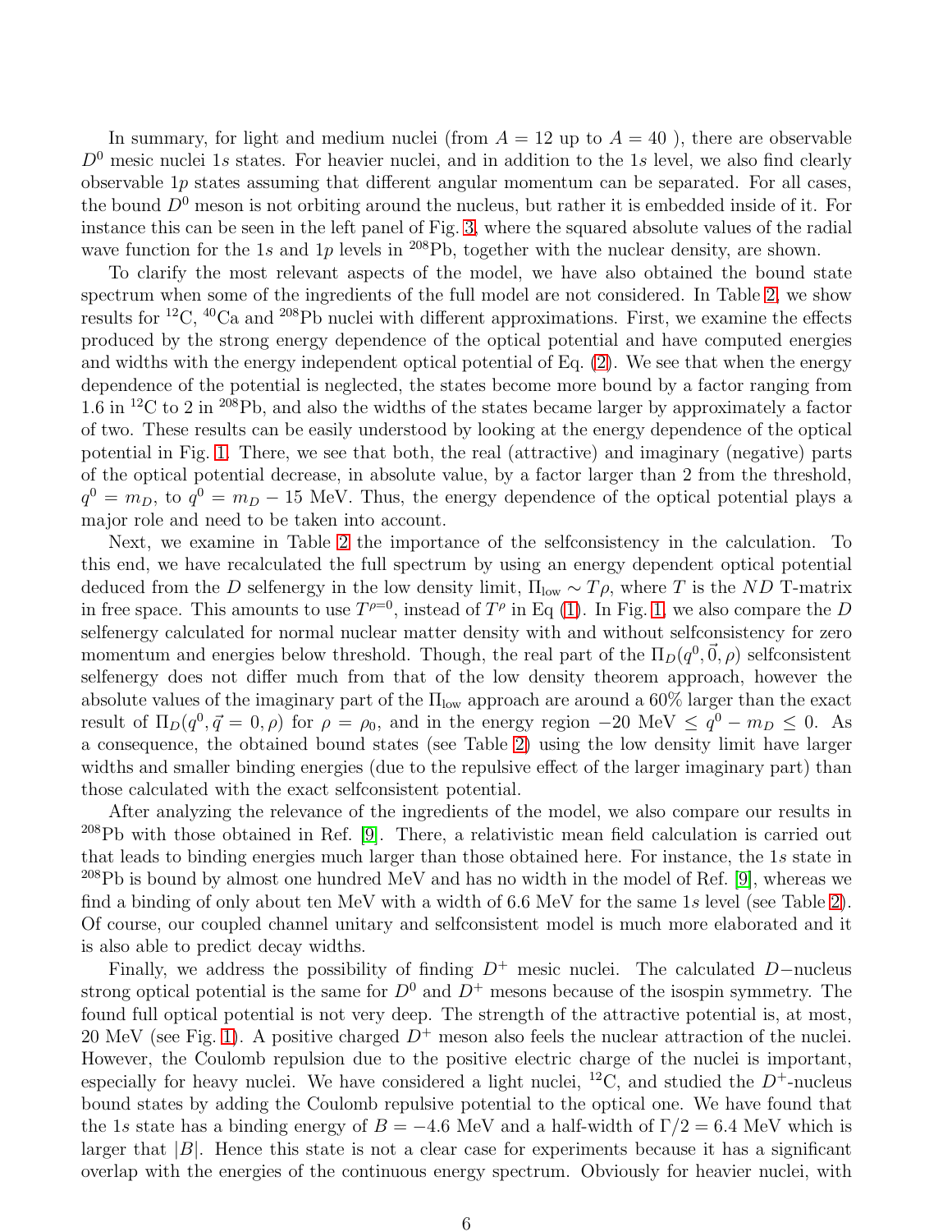In summary, for light and medium nuclei (from $A = 12$ up to $A = 40$ ), there are observable $D^0$ mesic nuclei $1s$ states. For heavier nuclei, and in addition to the $1s$ level, we also find clearly observable $1p$ states assuming that different angular momentum can be separated. For all cases, the bound $D^0$ meson is not orbiting around the nucleus, but rather it is embedded inside of it. For instance this can be seen in the left panel of Fig. 3, where the squared absolute values of the radial wave function for the $1s$ and $1p$ levels in $^{208}$Pb, together with the nuclear density, are shown.

To clarify the most relevant aspects of the model, we have also obtained the bound state spectrum when some of the ingredients of the full model are not considered. In Table 2, we show results for $^{12}$C, $^{40}$Ca and $^{208}$Pb nuclei with different approximations. First, we examine the effects produced by the strong energy dependence of the optical potential and have computed energies and widths with the energy independent optical potential of Eq. (2). We see that when the energy dependence of the potential is neglected, the states become more bound by a factor ranging from 1.6 in $^{12}$C to 2 in $^{208}$Pb, and also the widths of the states became larger by approximately a factor of two. These results can be easily understood by looking at the energy dependence of the optical potential in Fig. 1. There, we see that both, the real (attractive) and imaginary (negative) parts of the optical potential decrease, in absolute value, by a factor larger than 2 from the threshold, $q^0 = m_D$, to $q^0 = m_D - 15$ MeV. Thus, the energy dependence of the optical potential plays a major role and need to be taken into account.

Next, we examine in Table 2 the importance of the selfconsistency in the calculation. To this end, we have recalculated the full spectrum by using an energy dependent optical potential deduced from the $D$ selfenergy in the low density limit, $\Pi_{\rm low} \sim T\rho$, where $T$ is the $ND$ T-matrix in free space. This amounts to use $T^{\rho=0}$, instead of $T^{\rho}$ in Eq (1). In Fig. 1, we also compare the $D$ selfenergy calculated for normal nuclear matter density with and without selfconsistency for zero momentum and energies below threshold. Though, the real part of the $\Pi_D(q^0, \vec{0}, \rho)$ selfconsistent selfenergy does not differ much from that of the low density theorem approach, however the absolute values of the imaginary part of the $\Pi_{\rm low}$ approach are around a 60% larger than the exact result of $\Pi_D(q^0, \vec{q} = 0, \rho)$ for $\rho = \rho_0$, and in the energy region $-20$ MeV $\leq q^0 - m_D \leq 0$. As a consequence, the obtained bound states (see Table 2) using the low density limit have larger widths and smaller binding energies (due to the repulsive effect of the larger imaginary part) than those calculated with the exact selfconsistent potential.

After analyzing the relevance of the ingredients of the model, we also compare our results in $^{208}$Pb with those obtained in Ref. [9]. There, a relativistic mean field calculation is carried out that leads to binding energies much larger than those obtained here. For instance, the $1s$ state in $^{208}$Pb is bound by almost one hundred MeV and has no width in the model of Ref. [9], whereas we find a binding of only about ten MeV with a width of 6.6 MeV for the same $1s$ level (see Table 2). Of course, our coupled channel unitary and selfconsistent model is much more elaborated and it is also able to predict decay widths.

Finally, we address the possibility of finding $D^+$ mesic nuclei. The calculated $D-$nucleus strong optical potential is the same for $D^0$ and $D^+$ mesons because of the isospin symmetry. The found full optical potential is not very deep. The strength of the attractive potential is, at most, 20 MeV (see Fig. 1). A positive charged $D^+$ meson also feels the nuclear attraction of the nuclei. However, the Coulomb repulsion due to the positive electric charge of the nuclei is important, especially for heavy nuclei. We have considered a light nuclei, $^{12}$C, and studied the $D^+$-nucleus bound states by adding the Coulomb repulsive potential to the optical one. We have found that the $1s$ state has a binding energy of $B = -4.6$ MeV and a half-width of $\Gamma/2 = 6.4$ MeV which is larger that $|B|$. Hence this state is not a clear case for experiments because it has a significant overlap with the energies of the continuous energy spectrum. Obviously for heavier nuclei, with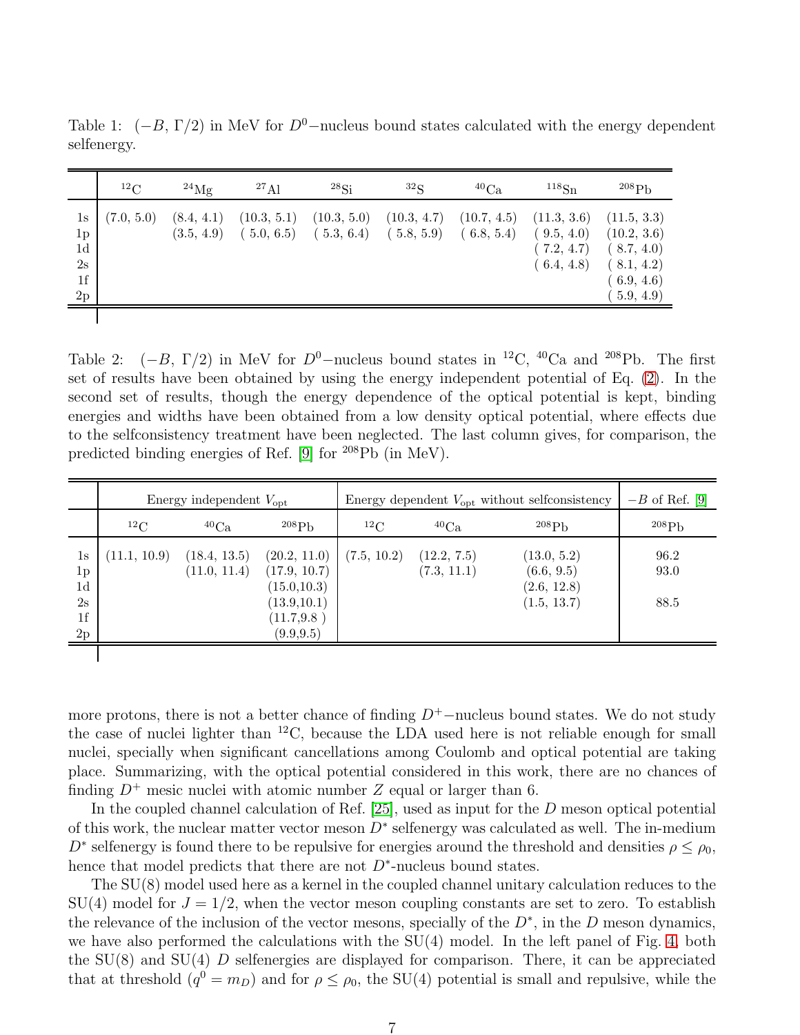Table 1: $(-B, \Gamma/2)$ in MeV for $D^0-$nucleus bound states calculated with the energy dependent selfenergy.

| | $^{12}$C | $^{24}$Mg | $^{27}$Al | $^{28}$Si | $^{32}$S | $^{40}$Ca | $^{118}$Sn | $^{208}$Pb |
|---|---|---|---|---|---|---|---|---|
| 1s | (7.0, 5.0) | (8.4, 4.1) | (10.3, 5.1) | (10.3, 5.0) | (10.3, 4.7) | (10.7, 4.5) | (11.3, 3.6) | (11.5, 3.3) |
| 1p | | (3.5, 4.9) | ( 5.0, 6.5) | ( 5.3, 6.4) | ( 5.8, 5.9) | ( 6.8, 5.4) | ( 9.5, 4.0) | (10.2, 3.6) |
| 1d | | | | | | | ( 7.2, 4.7) | ( 8.7, 4.0) |
| 2s | | | | | | | ( 6.4, 4.8) | ( 8.1, 4.2) |
| 1f | | | | | | | | ( 6.9, 4.6) |
| 2p | | | | | | | | ( 5.9, 4.9) |

Table 2: $(-B, \Gamma/2)$ in MeV for $D^0-$nucleus bound states in $^{12}$C, $^{40}$Ca and $^{208}$Pb. The first set of results have been obtained by using the energy independent potential of Eq. (2). In the second set of results, though the energy dependence of the optical potential is kept, binding energies and widths have been obtained from a low density optical potential, where effects due to the selfconsistency treatment have been neglected. The last column gives, for comparison, the predicted binding energies of Ref. [9] for $^{208}$Pb (in MeV).

| | Energy independent $V_{\rm opt}$ | | | Energy dependent $V_{\rm opt}$ without selfconsistency | | | $-B$ of Ref. [9] |
|---|---|---|---|---|---|---|---|
| | $^{12}$C | $^{40}$Ca | $^{208}$Pb | $^{12}$C | $^{40}$Ca | $^{208}$Pb | $^{208}$Pb |
| 1s | (11.1, 10.9) | (18.4, 13.5) | (20.2, 11.0) | (7.5, 10.2) | (12.2, 7.5) | (13.0, 5.2) | 96.2 |
| 1p | | (11.0, 11.4) | (17.9, 10.7) | | (7.3, 11.1) | (6.6, 9.5) | 93.0 |
| 1d | | | (15.0,10.3) | | | (2.6, 12.8) | |
| 2s | | | (13.9,10.1) | | | (1.5, 13.7) | 88.5 |
| 1f | | | (11.7,9.8 ) | | | | |
| 2p | | | (9.9,9.5) | | | | |

more protons, there is not a better chance of finding $D^+-$nucleus bound states. We do not study the case of nuclei lighter than $^{12}$C, because the LDA used here is not reliable enough for small nuclei, specially when significant cancellations among Coulomb and optical potential are taking place. Summarizing, with the optical potential considered in this work, there are no chances of finding $D^+$ mesic nuclei with atomic number $Z$ equal or larger than 6.

In the coupled channel calculation of Ref. [25], used as input for the $D$ meson optical potential of this work, the nuclear matter vector meson $D^*$ selfenergy was calculated as well. The in-medium $D^*$ selfenergy is found there to be repulsive for energies around the threshold and densities $\rho \leq \rho_0$, hence that model predicts that there are not $D^*$-nucleus bound states.

The SU(8) model used here as a kernel in the coupled channel unitary calculation reduces to the SU(4) model for $J = 1/2$, when the vector meson coupling constants are set to zero. To establish the relevance of the inclusion of the vector mesons, specially of the $D^*$, in the $D$ meson dynamics, we have also performed the calculations with the SU(4) model. In the left panel of Fig. 4, both the SU(8) and SU(4) $D$ selfenergies are displayed for comparison. There, it can be appreciated that at threshold ($q^0 = m_D$) and for $\rho \leq \rho_0$, the SU(4) potential is small and repulsive, while the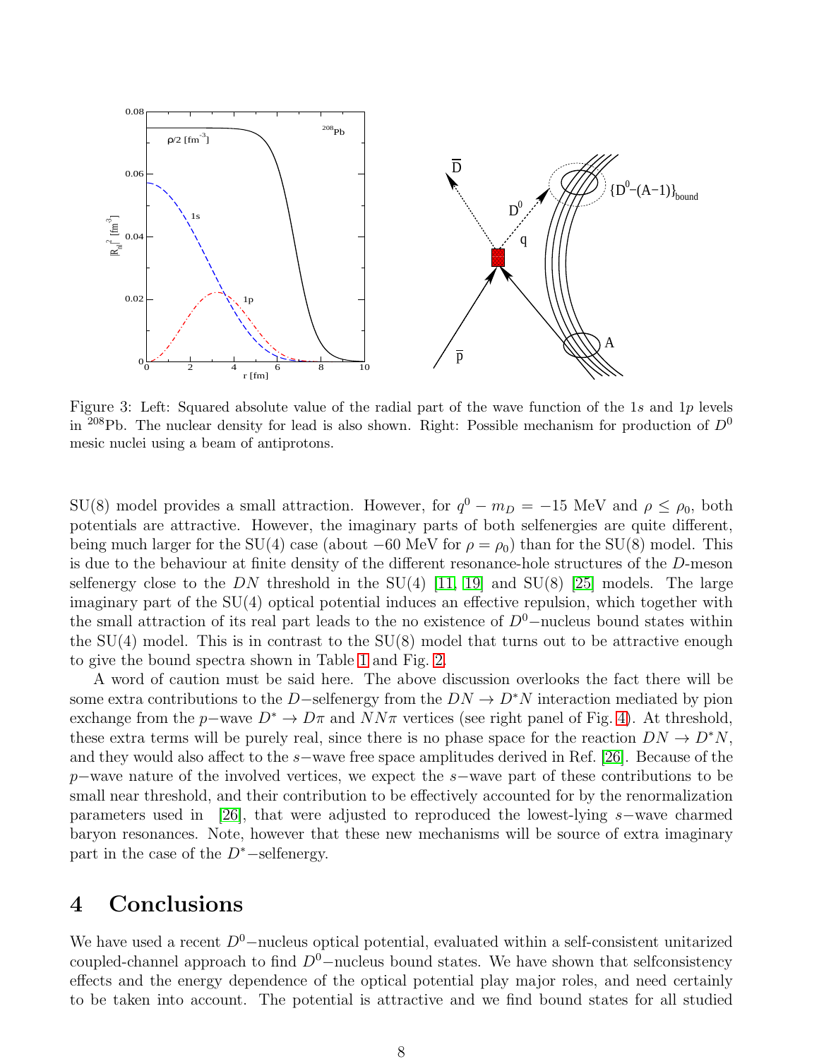Figure 3: Left: Squared absolute value of the radial part of the wave function of the $1s$ and $1p$ levels in $^{208}$Pb. The nuclear density for lead is also shown. Right: Possible mechanism for production of $D^0$ mesic nuclei using a beam of antiprotons.

SU(8) model provides a small attraction. However, for $q^0 - m_D = -15$ MeV and $\rho \leq \rho_0$, both potentials are attractive. However, the imaginary parts of both selfenergies are quite different, being much larger for the SU(4) case (about $-60$ MeV for $\rho = \rho_0$) than for the SU(8) model. This is due to the behaviour at finite density of the different resonance-hole structures of the $D$-meson selfenergy close to the $DN$ threshold in the SU(4) [11, 19] and SU(8) [25] models. The large imaginary part of the SU(4) optical potential induces an effective repulsion, which together with the small attraction of its real part leads to the no existence of $D^0-$nucleus bound states within the SU(4) model. This is in contrast to the SU(8) model that turns out to be attractive enough to give the bound spectra shown in Table 1 and Fig. 2.

A word of caution must be said here. The above discussion overlooks the fact there will be some extra contributions to the $D-$selfenergy from the $DN \to D^*N$ interaction mediated by pion exchange from the $p-$wave $D^* \to D\pi$ and $NN\pi$ vertices (see right panel of Fig. 4). At threshold, these extra terms will be purely real, since there is no phase space for the reaction $DN \to D^*N$, and they would also affect to the $s-$wave free space amplitudes derived in Ref. [26]. Because of the $p-$wave nature of the involved vertices, we expect the $s-$wave part of these contributions to be small near threshold, and their contribution to be effectively accounted for by the renormalization parameters used in [26], that were adjusted to reproduced the lowest-lying $s-$wave charmed baryon resonances. Note, however that these new mechanisms will be source of extra imaginary part in the case of the $D^*-$selfenergy.

# 4 Conclusions

We have used a recent $D^0-$nucleus optical potential, evaluated within a self-consistent unitarized coupled-channel approach to find $D^0-$nucleus bound states. We have shown that selfconsistency effects and the energy dependence of the optical potential play major roles, and need certainly to be taken into account. The potential is attractive and we find bound states for all studied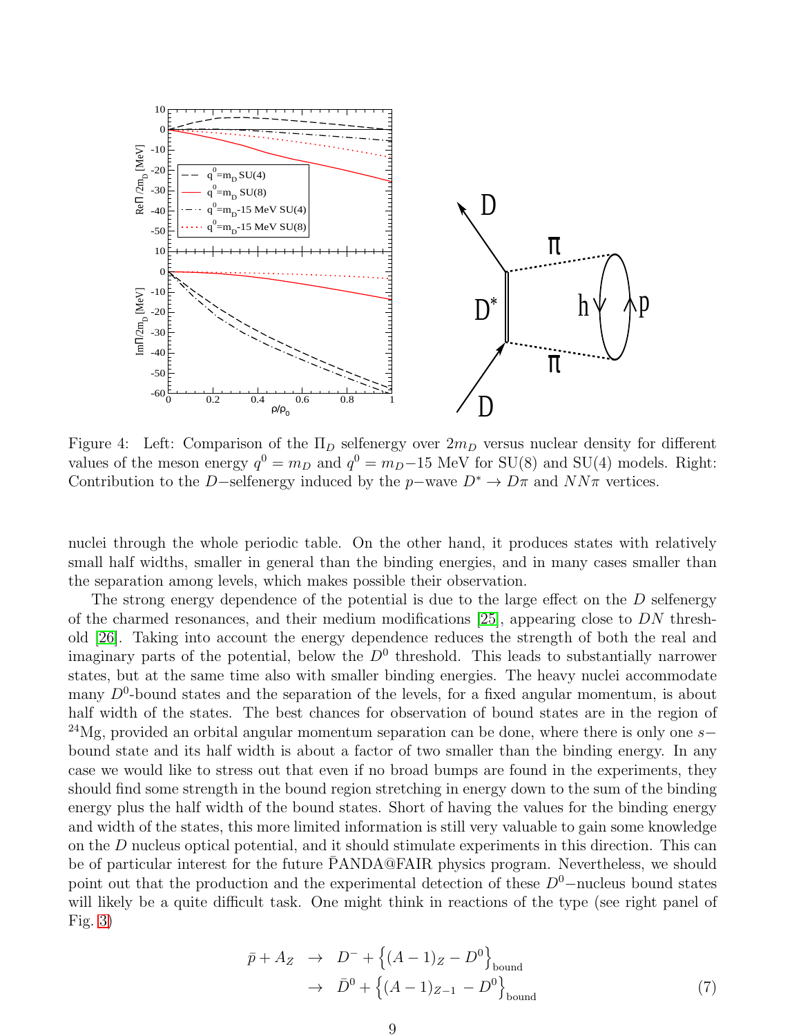Figure 4: Left: Comparison of the $\Pi_D$ selfenergy over $2m_D$ versus nuclear density for different values of the meson energy $q^0 = m_D$ and $q^0 = m_D - 15$ MeV for SU(8) and SU(4) models. Right: Contribution to the $D-$selfenergy induced by the $p-$wave $D^* \to D\pi$ and $NN\pi$ vertices.

nuclei through the whole periodic table. On the other hand, it produces states with relatively small half widths, smaller in general than the binding energies, and in many cases smaller than the separation among levels, which makes possible their observation.

The strong energy dependence of the potential is due to the large effect on the $D$ selfenergy of the charmed resonances, and their medium modifications [25], appearing close to $DN$ threshold [26]. Taking into account the energy dependence reduces the strength of both the real and imaginary parts of the potential, below the $D^0$ threshold. This leads to substantially narrower states, but at the same time also with smaller binding energies. The heavy nuclei accommodate many $D^0$-bound states and the separation of the levels, for a fixed angular momentum, is about half width of the states. The best chances for observation of bound states are in the region of $^{24}$Mg, provided an orbital angular momentum separation can be done, where there is only one $s-$bound state and its half width is about a factor of two smaller than the binding energy. In any case we would like to stress out that even if no broad bumps are found in the experiments, they should find some strength in the bound region stretching in energy down to the sum of the binding energy plus the half width of the bound states. Short of having the values for the binding energy and width of the states, this more limited information is still very valuable to gain some knowledge on the $D$ nucleus optical potential, and it should stimulate experiments in this direction. This can be of particular interest for the future $\bar{\text{P}}$ANDA@FAIR physics program. Nevertheless, we should point out that the production and the experimental detection of these $D^0-$nucleus bound states will likely be a quite difficult task. One might think in reactions of the type (see right panel of Fig. 3)

$$
\begin{aligned}
\bar{p} + A_Z &\to D^- + \left\{(A-1)_Z - D^0\right\}_{\text{bound}} \\
&\to \bar{D}^0 + \left\{(A-1)_{Z-1} - D^0\right\}_{\text{bound}}
\end{aligned} \tag{7}
$$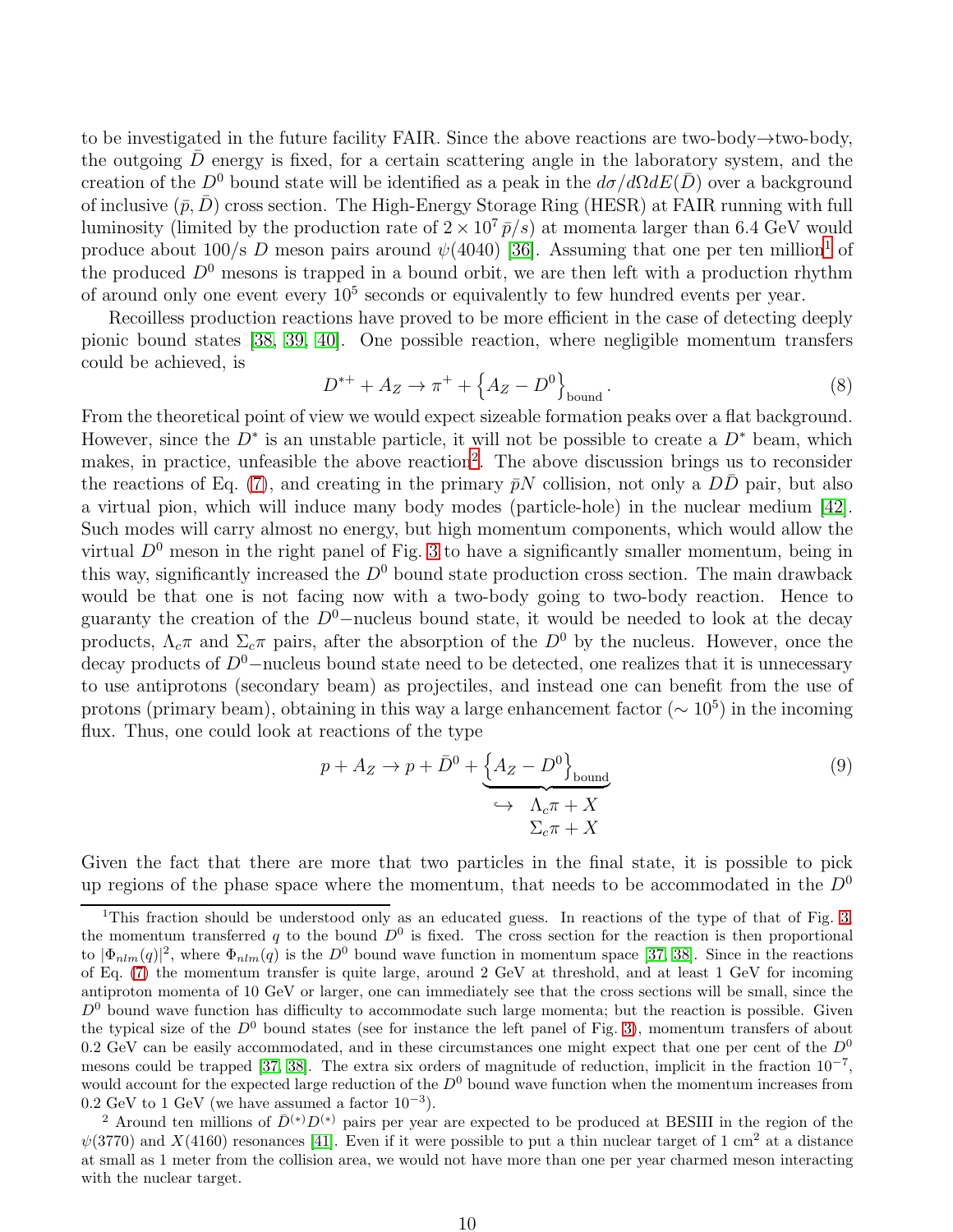to be investigated in the future facility FAIR. Since the above reactions are two-body→two-body, the outgoing $\bar{D}$ energy is fixed, for a certain scattering angle in the laboratory system, and the creation of the $D^0$ bound state will be identified as a peak in the $d\sigma/d\Omega dE(\bar{D})$ over a background of inclusive $(\bar{p}, \bar{D})$ cross section. The High-Energy Storage Ring (HESR) at FAIR running with full luminosity (limited by the production rate of $2 \times 10^7\, \bar{p}/s$) at momenta larger than 6.4 GeV would produce about 100/s $D$ meson pairs around $\psi(4040)$ [36]. Assuming that one per ten million[1] of the produced $D^0$ mesons is trapped in a bound orbit, we are then left with a production rhythm of around only one event every $10^5$ seconds or equivalently to few hundred events per year.

Recoilless production reactions have proved to be more efficient in the case of detecting deeply pionic bound states [38, 39, 40]. One possible reaction, where negligible momentum transfers could be achieved, is

$$D^{*+} + A_Z \to \pi^+ + \left\{ A_Z - D^0 \right\}_{\rm bound}. \tag{8}$$

From the theoretical point of view we would expect sizeable formation peaks over a flat background. However, since the $D^*$ is an unstable particle, it will not be possible to create a $D^*$ beam, which makes, in practice, unfeasible the above reaction[2]. The above discussion brings us to reconsider the reactions of Eq. (7), and creating in the primary $\bar{p}N$ collision, not only a $D\bar{D}$ pair, but also a virtual pion, which will induce many body modes (particle-hole) in the nuclear medium [42]. Such modes will carry almost no energy, but high momentum components, which would allow the virtual $D^0$ meson in the right panel of Fig. 3 to have a significantly smaller momentum, being in this way, significantly increased the $D^0$ bound state production cross section. The main drawback would be that one is not facing now with a two-body going to two-body reaction. Hence to guaranty the creation of the $D^0-$nucleus bound state, it would be needed to look at the decay products, $\Lambda_c\pi$ and $\Sigma_c\pi$ pairs, after the absorption of the $D^0$ by the nucleus. However, once the decay products of $D^0-$nucleus bound state need to be detected, one realizes that it is unnecessary to use antiprotons (secondary beam) as projectiles, and instead one can benefit from the use of protons (primary beam), obtaining in this way a large enhancement factor ($\sim 10^5$) in the incoming flux. Thus, one could look at reactions of the type

$$p + A_Z \to p + \bar{D}^0 + \underbrace{\left\{ A_Z - D^0 \right\}_{\rm bound}}_{\begin{array}{l} \hookrightarrow \;\; \Lambda_c\pi + X \\ \qquad \Sigma_c\pi + X \end{array}} \tag{9}$$

Given the fact that there are more that two particles in the final state, it is possible to pick up regions of the phase space where the momentum, that needs to be accommodated in the $D^0$

---

[1] This fraction should be understood only as an educated guess. In reactions of the type of that of Fig. 3, the momentum transferred $q$ to the bound $D^0$ is fixed. The cross section for the reaction is then proportional to $|\Phi_{nlm}(q)|^2$, where $\Phi_{nlm}(q)$ is the $D^0$ bound wave function in momentum space [37, 38]. Since in the reactions of Eq. (7) the momentum transfer is quite large, around 2 GeV at threshold, and at least 1 GeV for incoming antiproton momenta of 10 GeV or larger, one can immediately see that the cross sections will be small, since the $D^0$ bound wave function has difficulty to accommodate such large momenta; but the reaction is possible. Given the typical size of the $D^0$ bound states (see for instance the left panel of Fig. 3), momentum transfers of about 0.2 GeV can be easily accommodated, and in these circumstances one might expect that one per cent of the $D^0$ mesons could be trapped [37, 38]. The extra six orders of magnitude of reduction, implicit in the fraction $10^{-7}$, would account for the expected large reduction of the $D^0$ bound wave function when the momentum increases from 0.2 GeV to 1 GeV (we have assumed a factor $10^{-3}$).

[2] Around ten millions of $\bar{D}^{(*)}D^{(*)}$ pairs per year are expected to be produced at BESIII in the region of the $\psi(3770)$ and $X(4160)$ resonances [41]. Even if it were possible to put a thin nuclear target of 1 cm$^2$ at a distance at small as 1 meter from the collision area, we would not have more than one per year charmed meson interacting with the nuclear target.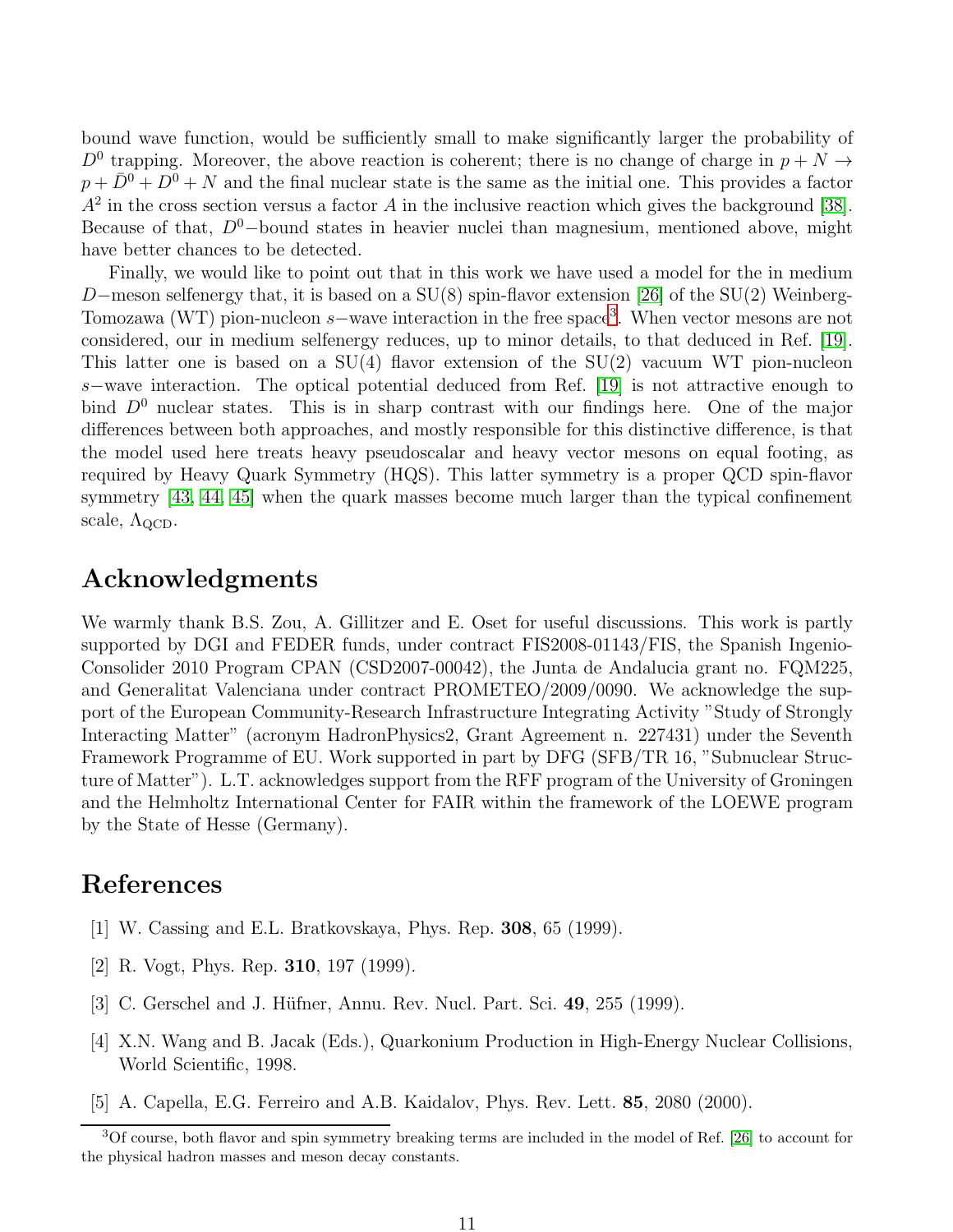bound wave function, would be sufficiently small to make significantly larger the probability of $D^0$ trapping. Moreover, the above reaction is coherent; there is no change of charge in $p + N \rightarrow p + \bar{D}^0 + D^0 + N$ and the final nuclear state is the same as the initial one. This provides a factor $A^2$ in the cross section versus a factor $A$ in the inclusive reaction which gives the background [38]. Because of that, $D^0-$bound states in heavier nuclei than magnesium, mentioned above, might have better chances to be detected.

Finally, we would like to point out that in this work we have used a model for the in medium $D-$meson selfenergy that, it is based on a SU(8) spin-flavor extension [26] of the SU(2) Weinberg-Tomozawa (WT) pion-nucleon $s-$wave interaction in the free space[3]. When vector mesons are not considered, our in medium selfenergy reduces, up to minor details, to that deduced in Ref. [19]. This latter one is based on a SU(4) flavor extension of the SU(2) vacuum WT pion-nucleon $s-$wave interaction. The optical potential deduced from Ref. [19] is not attractive enough to bind $D^0$ nuclear states. This is in sharp contrast with our findings here. One of the major differences between both approaches, and mostly responsible for this distinctive difference, is that the model used here treats heavy pseudoscalar and heavy vector mesons on equal footing, as required by Heavy Quark Symmetry (HQS). This latter symmetry is a proper QCD spin-flavor symmetry [43, 44, 45] when the quark masses become much larger than the typical confinement scale, $\Lambda_{\rm QCD}$.

## Acknowledgments

We warmly thank B.S. Zou, A. Gillitzer and E. Oset for useful discussions. This work is partly supported by DGI and FEDER funds, under contract FIS2008-01143/FIS, the Spanish Ingenio-Consolider 2010 Program CPAN (CSD2007-00042), the Junta de Andalucia grant no. FQM225, and Generalitat Valenciana under contract PROMETEO/2009/0090. We acknowledge the support of the European Community-Research Infrastructure Integrating Activity "Study of Strongly Interacting Matter" (acronym HadronPhysics2, Grant Agreement n. 227431) under the Seventh Framework Programme of EU. Work supported in part by DFG (SFB/TR 16, "Subnuclear Structure of Matter"). L.T. acknowledges support from the RFF program of the University of Groningen and the Helmholtz International Center for FAIR within the framework of the LOEWE program by the State of Hesse (Germany).

## References

[1] W. Cassing and E.L. Bratkovskaya, Phys. Rep. **308**, 65 (1999).

[2] R. Vogt, Phys. Rep. **310**, 197 (1999).

[3] C. Gerschel and J. Hüfner, Annu. Rev. Nucl. Part. Sci. **49**, 255 (1999).

[4] X.N. Wang and B. Jacak (Eds.), Quarkonium Production in High-Energy Nuclear Collisions, World Scientific, 1998.

[5] A. Capella, E.G. Ferreiro and A.B. Kaidalov, Phys. Rev. Lett. **85**, 2080 (2000).

---

[3] Of course, both flavor and spin symmetry breaking terms are included in the model of Ref. [26] to account for the physical hadron masses and meson decay constants.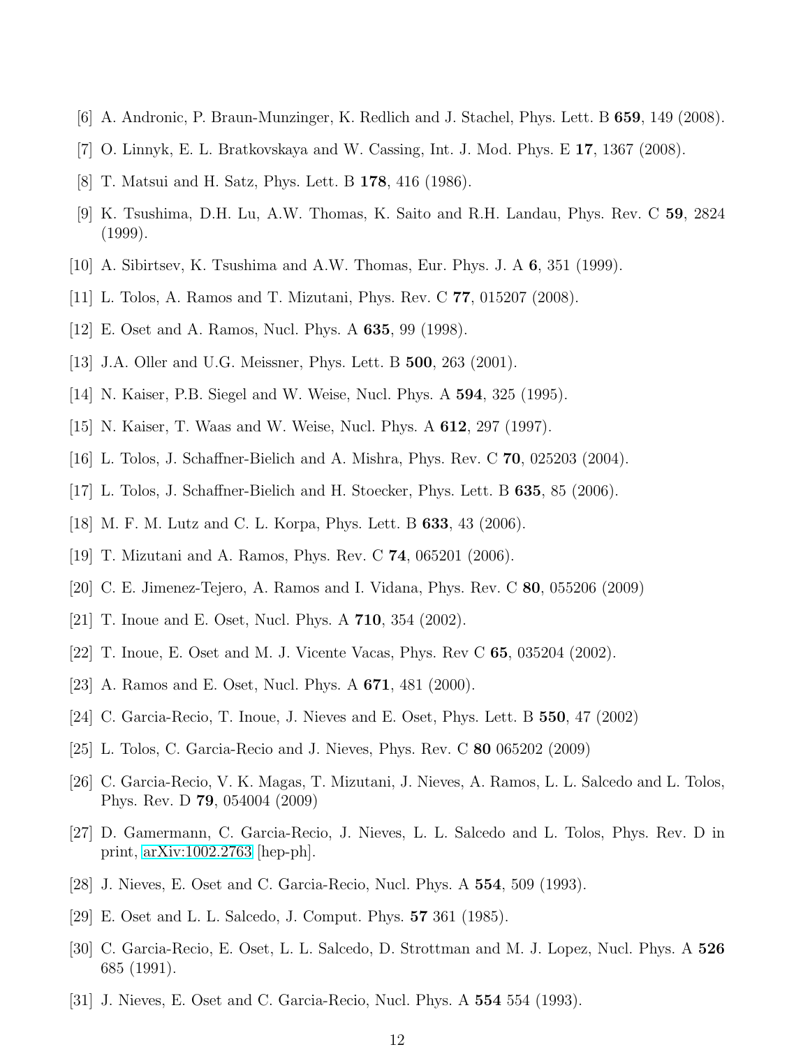[6] A. Andronic, P. Braun-Munzinger, K. Redlich and J. Stachel, Phys. Lett. B **659**, 149 (2008).

[7] O. Linnyk, E. L. Bratkovskaya and W. Cassing, Int. J. Mod. Phys. E **17**, 1367 (2008).

[8] T. Matsui and H. Satz, Phys. Lett. B **178**, 416 (1986).

[9] K. Tsushima, D.H. Lu, A.W. Thomas, K. Saito and R.H. Landau, Phys. Rev. C **59**, 2824 (1999).

[10] A. Sibirtsev, K. Tsushima and A.W. Thomas, Eur. Phys. J. A **6**, 351 (1999).

[11] L. Tolos, A. Ramos and T. Mizutani, Phys. Rev. C **77**, 015207 (2008).

[12] E. Oset and A. Ramos, Nucl. Phys. A **635**, 99 (1998).

[13] J.A. Oller and U.G. Meissner, Phys. Lett. B **500**, 263 (2001).

[14] N. Kaiser, P.B. Siegel and W. Weise, Nucl. Phys. A **594**, 325 (1995).

[15] N. Kaiser, T. Waas and W. Weise, Nucl. Phys. A **612**, 297 (1997).

[16] L. Tolos, J. Schaffner-Bielich and A. Mishra, Phys. Rev. C **70**, 025203 (2004).

[17] L. Tolos, J. Schaffner-Bielich and H. Stoecker, Phys. Lett. B **635**, 85 (2006).

[18] M. F. M. Lutz and C. L. Korpa, Phys. Lett. B **633**, 43 (2006).

[19] T. Mizutani and A. Ramos, Phys. Rev. C **74**, 065201 (2006).

[20] C. E. Jimenez-Tejero, A. Ramos and I. Vidana, Phys. Rev. C **80**, 055206 (2009)

[21] T. Inoue and E. Oset, Nucl. Phys. A **710**, 354 (2002).

[22] T. Inoue, E. Oset and M. J. Vicente Vacas, Phys. Rev C **65**, 035204 (2002).

[23] A. Ramos and E. Oset, Nucl. Phys. A **671**, 481 (2000).

[24] C. Garcia-Recio, T. Inoue, J. Nieves and E. Oset, Phys. Lett. B **550**, 47 (2002)

[25] L. Tolos, C. Garcia-Recio and J. Nieves, Phys. Rev. C **80** 065202 (2009)

[26] C. Garcia-Recio, V. K. Magas, T. Mizutani, J. Nieves, A. Ramos, L. L. Salcedo and L. Tolos, Phys. Rev. D **79**, 054004 (2009)

[27] D. Gamermann, C. Garcia-Recio, J. Nieves, L. L. Salcedo and L. Tolos, Phys. Rev. D in print, arXiv:1002.2763 [hep-ph].

[28] J. Nieves, E. Oset and C. Garcia-Recio, Nucl. Phys. A **554**, 509 (1993).

[29] E. Oset and L. L. Salcedo, J. Comput. Phys. **57** 361 (1985).

[30] C. Garcia-Recio, E. Oset, L. L. Salcedo, D. Strottman and M. J. Lopez, Nucl. Phys. A **526** 685 (1991).

[31] J. Nieves, E. Oset and C. Garcia-Recio, Nucl. Phys. A **554** 554 (1993).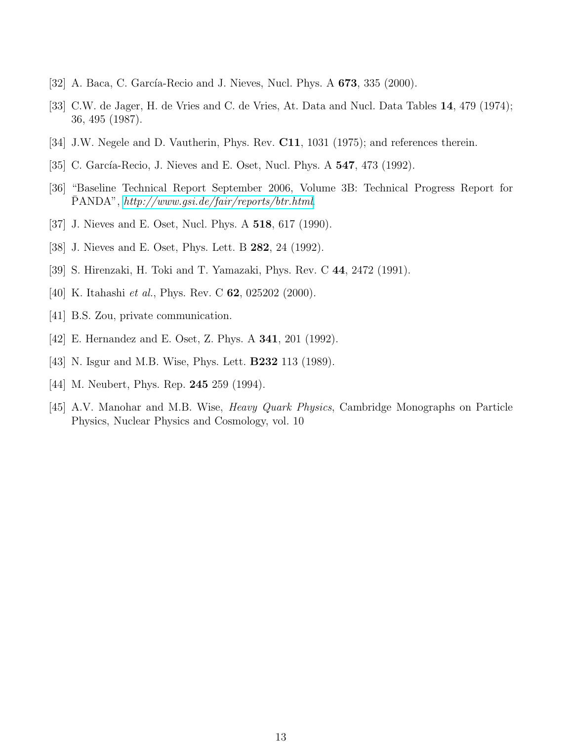[32] A. Baca, C. García-Recio and J. Nieves, Nucl. Phys. A **673**, 335 (2000).

[33] C.W. de Jager, H. de Vries and C. de Vries, At. Data and Nucl. Data Tables **14**, 479 (1974); 36, 495 (1987).

[34] J.W. Negele and D. Vautherin, Phys. Rev. **C11**, 1031 (1975); and references therein.

[35] C. García-Recio, J. Nieves and E. Oset, Nucl. Phys. A **547**, 473 (1992).

[36] "Baseline Technical Report September 2006, Volume 3B: Technical Progress Report for P̄ANDA", *http://www.gsi.de/fair/reports/btr.html*.

[37] J. Nieves and E. Oset, Nucl. Phys. A **518**, 617 (1990).

[38] J. Nieves and E. Oset, Phys. Lett. B **282**, 24 (1992).

[39] S. Hirenzaki, H. Toki and T. Yamazaki, Phys. Rev. C **44**, 2472 (1991).

[40] K. Itahashi *et al.*, Phys. Rev. C **62**, 025202 (2000).

[41] B.S. Zou, private communication.

[42] E. Hernandez and E. Oset, Z. Phys. A **341**, 201 (1992).

[43] N. Isgur and M.B. Wise, Phys. Lett. **B232** 113 (1989).

[44] M. Neubert, Phys. Rep. **245** 259 (1994).

[45] A.V. Manohar and M.B. Wise, *Heavy Quark Physics*, Cambridge Monographs on Particle Physics, Nuclear Physics and Cosmology, vol. 10